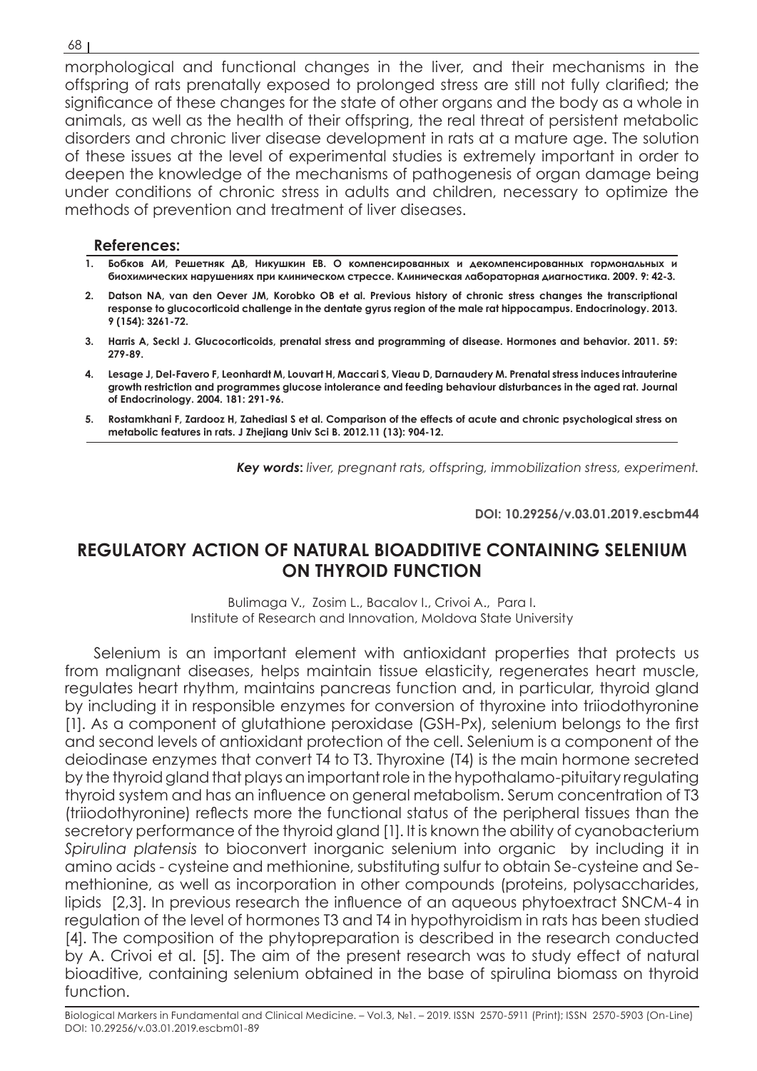morphological and functional changes in the liver, and their mechanisms in the offspring of rats prenatally exposed to prolonged stress are still not fully clarified; the significance of these changes for the state of other organs and the body as a whole in animals, as well as the health of their offspring, the real threat of persistent metabolic disorders and chronic liver disease development in rats at a mature age. The solution of these issues at the level of experimental studies is extremely important in order to deepen the knowledge of the mechanisms of pathogenesis of organ damage being under conditions of chronic stress in adults and children, necessary to optimize the methods of prevention and treatment of liver diseases.

**References:**

1. **Бобков АИ, Решетняк ДВ, Никушкин ЕВ. О компенсированных и декомпенсированных гормональных и биохимических нарушениях при клиническом стрессе. Клиническая лабораторная диагностика. 2009. 9: 42-3.**
2. **Datson NA, van den Oever JM, Korobko OB et al. Previous history of chronic stress changes the transcriptional response to glucocorticoid challenge in the dentate gyrus region of the male rat hippocampus. Endocrinology. 2013. 9 (154): 3261-72.**
3. **Harris A, Seckl J. Glucocorticoids, prenatal stress and programming of disease. Hormones and behavior. 2011. 59: 279-89.**
4. **Lesage J, Del-Favero F, Leonhardt M, Louvart H, Maccari S, Vieau D, Darnaudery M. Prenatal stress induces intrauterine growth restriction and programmes glucose intolerance and feeding behaviour disturbances in the aged rat. Journal of Endocrinology. 2004. 181: 291-96.**
5. **Rostamkhani F, Zardooz H, Zahediasl S et al. Comparison of the effects of acute and chronic psychological stress on metabolic features in rats. J Zhejiang Univ Sci B. 2012.11 (13): 904-12.**

***Key words*:** *liver, pregnant rats, offspring, immobilization stress, experiment.*

**DOI: 10.29256/v.03.01.2019.escbm44**

## REGULATORY ACTION OF NATURAL BIOADDITIVE CONTAINING SELENIUM ON THYROID FUNCTION

Bulimaga V., Zosim L., Bacalov I., Crivoi A., Para I.
Institute of Research and Innovation, Moldova State University

Selenium is an important element with antioxidant properties that protects us from malignant diseases, helps maintain tissue elasticity, regenerates heart muscle, regulates heart rhythm, maintains pancreas function and, in particular, thyroid gland by including it in responsible enzymes for conversion of thyroxine into triiodothyronine [1]. As a component of glutathione peroxidase (GSH-Px), selenium belongs to the first and second levels of antioxidant protection of the cell. Selenium is a component of the deiodinase enzymes that convert T4 to T3. Thyroxine (T4) is the main hormone secreted by the thyroid gland that plays an important role in the hypothalamo-pituitary regulating thyroid system and has an influence on general metabolism. Serum concentration of T3 (triiodothyronine) reflects more the functional status of the peripheral tissues than the secretory performance of the thyroid gland [1]. It is known the ability of cyanobacterium *Spirulina platensis* to bioconvert inorganic selenium into organic by including it in amino acids - cysteine and methionine, substituting sulfur to obtain Se-cysteine and Se-methionine, as well as incorporation in other compounds (proteins, polysaccharides, lipids [2,3]. In previous research the influence of an aqueous phytoextract SNCM-4 in regulation of the level of hormones T3 and T4 in hypothyroidism in rats has been studied [4]. The composition of the phytopreparation is described in the research conducted by A. Crivoi et al. [5]. The aim of the present research was to study effect of natural bioaditive, containing selenium obtained in the base of spirulina biomass on thyroid function.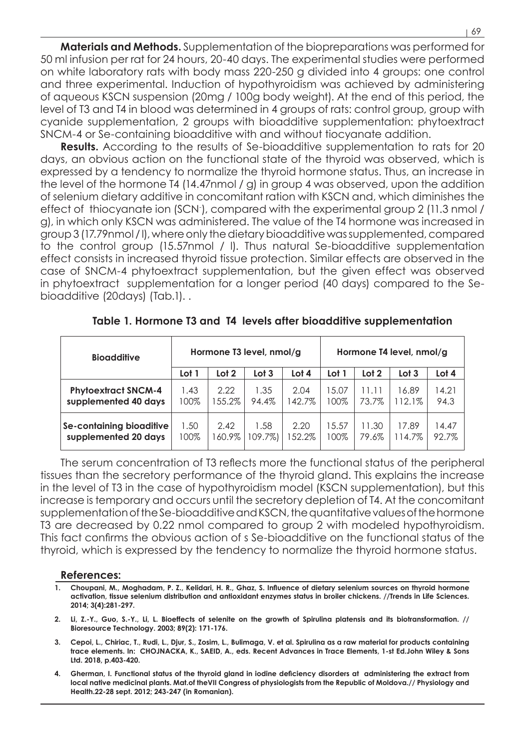**Materials and Methods.** Supplementation of the biopreparations was performed for 50 ml infusion per rat for 24 hours, 20-40 days. The experimental studies were performed on white laboratory rats with body mass 220-250 g divided into 4 groups: one control and three experimental. Induction of hypothyroidism was achieved by administering of aqueous KSCN suspension (20mg / 100g body weight). At the end of this period, the level of T3 and T4 in blood was determined in 4 groups of rats: control group, group with cyanide supplementation, 2 groups with bioadditive supplementation: phytoextract SNCM-4 or Se-containing bioadditive with and without tiocyanate addition.

**Results.** According to the results of Se-bioadditive supplementation to rats for 20 days, an obvious action on the functional state of the thyroid was observed, which is expressed by a tendency to normalize the thyroid hormone status. Thus, an increase in the level of the hormone T4 (14.47nmol / g) in group 4 was observed, upon the addition of selenium dietary additive in concomitant ration with KSCN and, which diminishes the effect of thiocyanate ion ($SCN^-$), compared with the experimental group 2 (11.3 nmol / g), in which only KSCN was administered. The value of the T4 hormone was increased in group 3 (17.79nmol / l), where only the dietary bioadditive was supplemented, compared to the control group (15.57nmol / l). Thus natural Se-bioadditive supplementation effect consists in increased thyroid tissue protection. Similar effects are observed in the case of SNCM-4 phytoextract supplementation, but the given effect was observed in phytoextract supplementation for a longer period (40 days) compared to the Se-bioadditive (20days) (Tab.1). .

**Table 1. Hormone T3 and T4 levels after bioadditive supplementation**

| Bioadditive | Hormone T3 level, nmol/g | | | | Hormone T4 level, nmol/g | | | |
|---|---|---|---|---|---|---|---|---|
| | Lot 1 | Lot 2 | Lot 3 | Lot 4 | Lot 1 | Lot 2 | Lot 3 | Lot 4 |
| **Phytoextract SNCM-4 supplemented 40 days** | 1.43<br>100% | 2.22<br>155.2% | 1.35<br>94.4% | 2.04<br>142.7% | 15.07<br>100% | 11.11<br>73.7% | 16.89<br>112.1% | 14.21<br>94.3 |
| **Se-containing bioaditive supplemented 20 days** | 1.50<br>100% | 2.42<br>160.9% | 1.58<br>109.7%) | 2.20<br>152.2% | 15.57<br>100% | 11.30<br>79.6% | 17.89<br>114.7% | 14.47<br>92.7% |

The serum concentration of T3 reflects more the functional status of the peripheral tissues than the secretory performance of the thyroid gland. This explains the increase in the level of T3 in the case of hypothyroidism model (KSCN supplementation), but this increase is temporary and occurs until the secretory depletion of T4. At the concomitant supplementation of the Se-bioadditive and KSCN, the quantitative values of the hormone T3 are decreased by 0.22 nmol compared to group 2 with modeled hypothyroidism. This fact confirms the obvious action of s Se-bioadditive on the functional status of the thyroid, which is expressed by the tendency to normalize the thyroid hormone status.

## References:

1. **Choupani, M., Moghadam, P. Z., Kelidari, H. R., Ghaz, S. Influence of dietary selenium sources on thyroid hormone activation, tissue selenium distribution and antioxidant enzymes status in broiler chickens. //Trends in Life Sciences. 2014; 3(4):281-297.**
2. **Li, Z.-Y., Guo, S.-Y., Li, L. Bioeffects of selenite on the growth of Spirulina platensis and its biotransformation. // Bioresource Technology. 2003; 89(2): 171-176.**
3. **Cepoi, L., Chiriac, T., Rudi, L., Djur, S., Zosim, L., Bulimaga, V. et al. Spirulina as a raw material for products containing trace elements. In: CHOJNACKA, K., SAEID, A., eds. Recent Advances in Trace Elements, 1-st Ed.John Wiley & Sons Ltd. 2018, p.403-420.**
4. **Gherman, I. Functional status of the thyroid gland in iodine deficiency disorders at administering the extract from local native medicinal plants. Mat.of theVII Congress of physiologists from the Republic of Moldova.// Physiology and Health.22-28 sept. 2012; 243-247 (in Romanian).**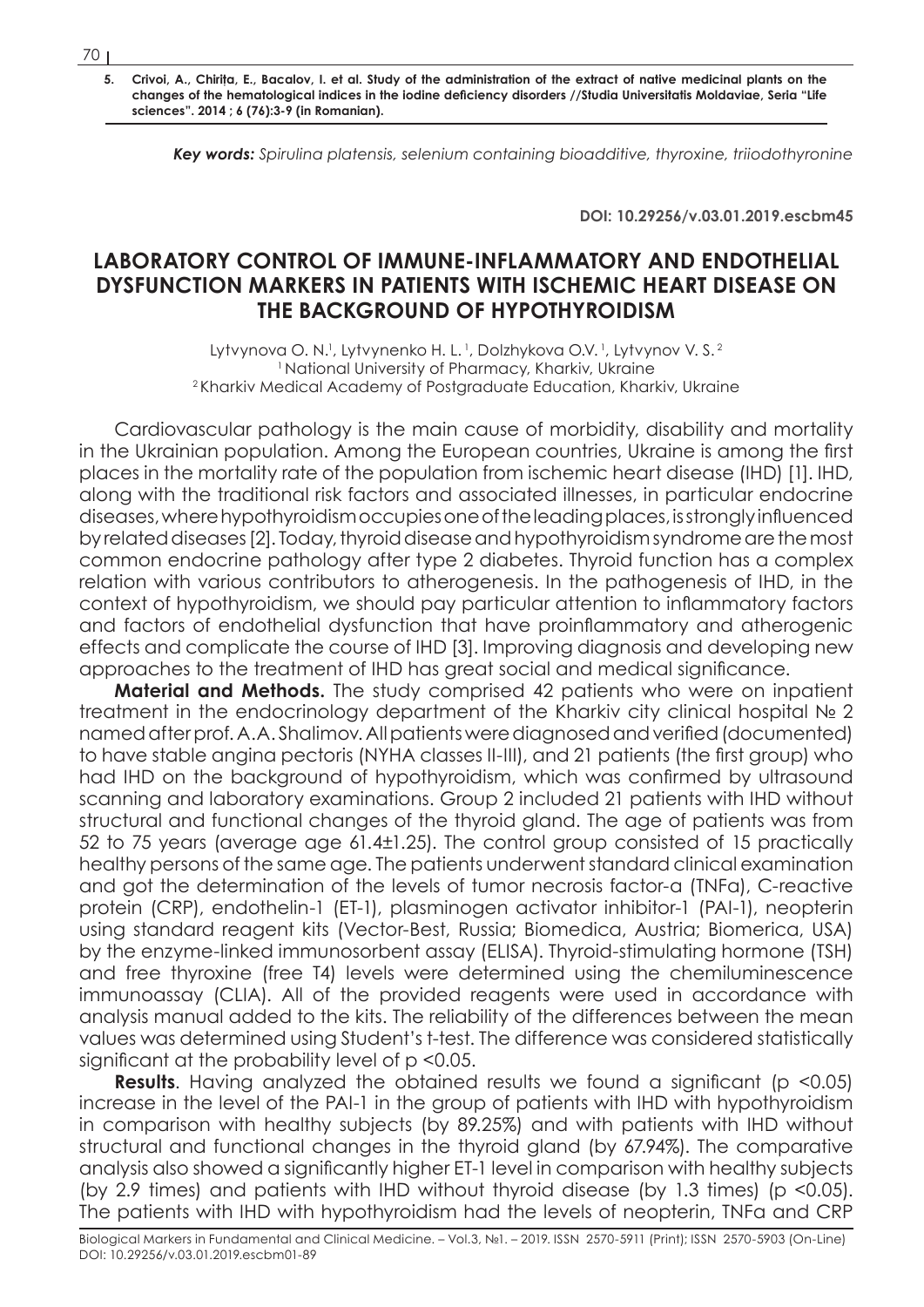5. **Crivoi, A., Chirița, E., Bacalov, I. et al. Study of the administration of the extract of native medicinal plants on the changes of the hematological indices in the iodine deficiency disorders //Studia Universitatis Moldaviae, Seria "Life sciences". 2014 ; 6 (76):3-9 (in Romanian).**

***Key words:*** *Spirulina platensis, selenium containing bioadditive, thyroxine, triiodothyronine*

**DOI: 10.29256/v.03.01.2019.escbm45**

# LABORATORY CONTROL OF IMMUNE-INFLAMMATORY AND ENDOTHELIAL DYSFUNCTION MARKERS IN PATIENTS WITH ISCHEMIC HEART DISEASE ON THE BACKGROUND OF HYPOTHYROIDISM

Lytvynova O. N.[1], Lytvynenko H. L. [1], Dolzhykova O.V. [1], Lytvynov V. S. [2]
[1] National University of Pharmacy, Kharkiv, Ukraine
[2] Kharkiv Medical Academy of Postgraduate Education, Kharkiv, Ukraine

Cardiovascular pathology is the main cause of morbidity, disability and mortality in the Ukrainian population. Among the European countries, Ukraine is among the first places in the mortality rate of the population from ischemic heart disease (IHD) [1]. IHD, along with the traditional risk factors and associated illnesses, in particular endocrine diseases, where hypothyroidism occupies one of the leading places, is strongly influenced by related diseases [2]. Today, thyroid disease and hypothyroidism syndrome are the most common endocrine pathology after type 2 diabetes. Thyroid function has a complex relation with various contributors to atherogenesis. In the pathogenesis of IHD, in the context of hypothyroidism, we should pay particular attention to inflammatory factors and factors of endothelial dysfunction that have proinflammatory and atherogenic effects and complicate the course of IHD [3]. Improving diagnosis and developing new approaches to the treatment of IHD has great social and medical significance.

**Material and Methods.** The study comprised 42 patients who were on inpatient treatment in the endocrinology department of the Kharkiv city clinical hospital № 2 named after prof. A.A. Shalimov. All patients were diagnosed and verified (documented) to have stable angina pectoris (NYHA classes II-III), and 21 patients (the first group) who had IHD on the background of hypothyroidism, which was confirmed by ultrasound scanning and laboratory examinations. Group 2 included 21 patients with IHD without structural and functional changes of the thyroid gland. The age of patients was from 52 to 75 years (average age 61.4±1.25). The control group consisted of 15 practically healthy persons of the same age. The patients underwent standard clinical examination and got the determination of the levels of tumor necrosis factor-a (TNFa), C-reactive protein (CRP), endothelin-1 (ET-1), plasminogen activator inhibitor-1 (PAI-1), neopterin using standard reagent kits (Vector-Best, Russia; Biomedica, Austria; Biomerica, USA) by the enzyme-linked immunosorbent assay (ELISA). Thyroid-stimulating hormone (TSH) and free thyroxine (free T4) levels were determined using the chemiluminescence immunoassay (CLIA). All of the provided reagents were used in accordance with analysis manual added to the kits. The reliability of the differences between the mean values was determined using Student's t-test. The difference was considered statistically significant at the probability level of $p < 0.05$.

**Results**. Having analyzed the obtained results we found a significant ($p < 0.05$) increase in the level of the PAI-1 in the group of patients with IHD with hypothyroidism in comparison with healthy subjects (by 89.25%) and with patients with IHD without structural and functional changes in the thyroid gland (by 67.94%). The comparative analysis also showed a significantly higher ET-1 level in comparison with healthy subjects (by 2.9 times) and patients with IHD without thyroid disease (by 1.3 times) ($p < 0.05$). The patients with IHD with hypothyroidism had the levels of neopterin, TNFa and CRP